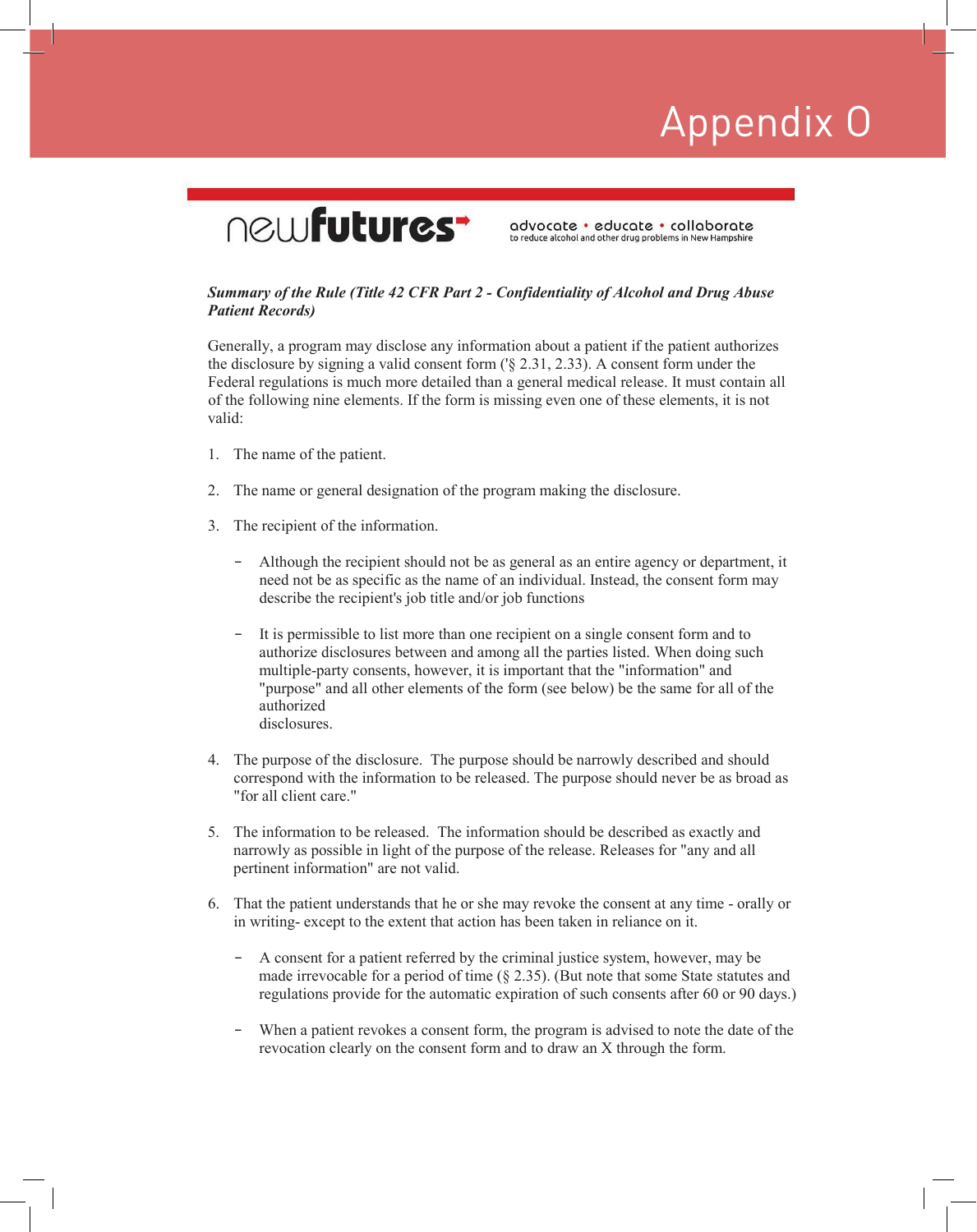# Appendix O

newfutures

advocate • educate • collaborate
to reduce alcohol and other drug problems in New Hampshire

***Summary of the Rule (Title 42 CFR Part 2 - Confidentiality of Alcohol and Drug Abuse Patient Records)***

Generally, a program may disclose any information about a patient if the patient authorizes the disclosure by signing a valid consent form ('§ 2.31, 2.33). A consent form under the Federal regulations is much more detailed than a general medical release. It must contain all of the following nine elements. If the form is missing even one of these elements, it is not valid:

1. The name of the patient.

2. The name or general designation of the program making the disclosure.

3. The recipient of the information.

   - Although the recipient should not be as general as an entire agency or department, it need not be as specific as the name of an individual. Instead, the consent form may describe the recipient's job title and/or job functions

   - It is permissible to list more than one recipient on a single consent form and to authorize disclosures between and among all the parties listed. When doing such multiple-party consents, however, it is important that the "information" and "purpose" and all other elements of the form (see below) be the same for all of the authorized disclosures.

4. The purpose of the disclosure. The purpose should be narrowly described and should correspond with the information to be released. The purpose should never be as broad as "for all client care."

5. The information to be released. The information should be described as exactly and narrowly as possible in light of the purpose of the release. Releases for "any and all pertinent information" are not valid.

6. That the patient understands that he or she may revoke the consent at any time - orally or in writing- except to the extent that action has been taken in reliance on it.

   - A consent for a patient referred by the criminal justice system, however, may be made irrevocable for a period of time (§ 2.35). (But note that some State statutes and regulations provide for the automatic expiration of such consents after 60 or 90 days.)

   - When a patient revokes a consent form, the program is advised to note the date of the revocation clearly on the consent form and to draw an X through the form.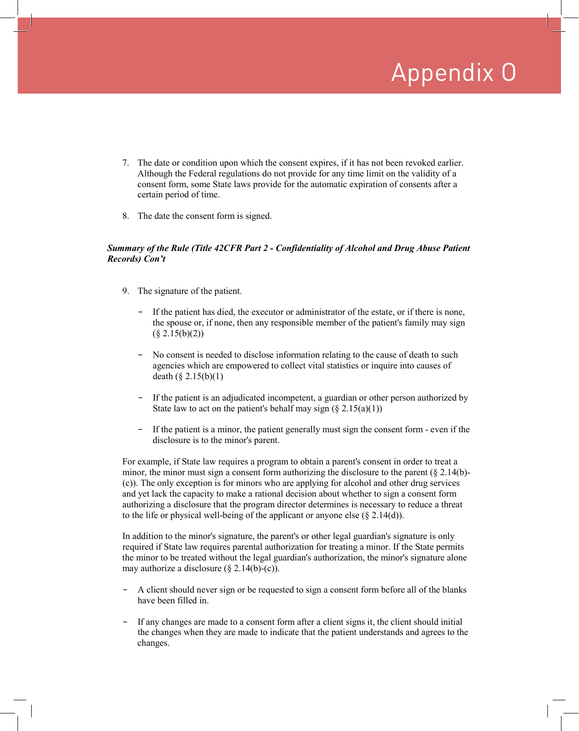# Appendix O

7. The date or condition upon which the consent expires, if it has not been revoked earlier. Although the Federal regulations do not provide for any time limit on the validity of a consent form, some State laws provide for the automatic expiration of consents after a certain period of time.

8. The date the consent form is signed.

***Summary of the Rule (Title 42CFR Part 2 - Confidentiality of Alcohol and Drug Abuse Patient Records) Con't***

9. The signature of the patient.

   - If the patient has died, the executor or administrator of the estate, or if there is none, the spouse or, if none, then any responsible member of the patient's family may sign (§ 2.15(b)(2))

   - No consent is needed to disclose information relating to the cause of death to such agencies which are empowered to collect vital statistics or inquire into causes of death (§ 2.15(b)(1)

   - If the patient is an adjudicated incompetent, a guardian or other person authorized by State law to act on the patient's behalf may sign (§ 2.15(a)(1))

   - If the patient is a minor, the patient generally must sign the consent form - even if the disclosure is to the minor's parent.

For example, if State law requires a program to obtain a parent's consent in order to treat a minor, the minor must sign a consent form authorizing the disclosure to the parent (§ 2.14(b)-(c)). The only exception is for minors who are applying for alcohol and other drug services and yet lack the capacity to make a rational decision about whether to sign a consent form authorizing a disclosure that the program director determines is necessary to reduce a threat to the life or physical well-being of the applicant or anyone else (§ 2.14(d)).

In addition to the minor's signature, the parent's or other legal guardian's signature is only required if State law requires parental authorization for treating a minor. If the State permits the minor to be treated without the legal guardian's authorization, the minor's signature alone may authorize a disclosure (§ 2.14(b)-(c)).

- A client should never sign or be requested to sign a consent form before all of the blanks have been filled in.

- If any changes are made to a consent form after a client signs it, the client should initial the changes when they are made to indicate that the patient understands and agrees to the changes.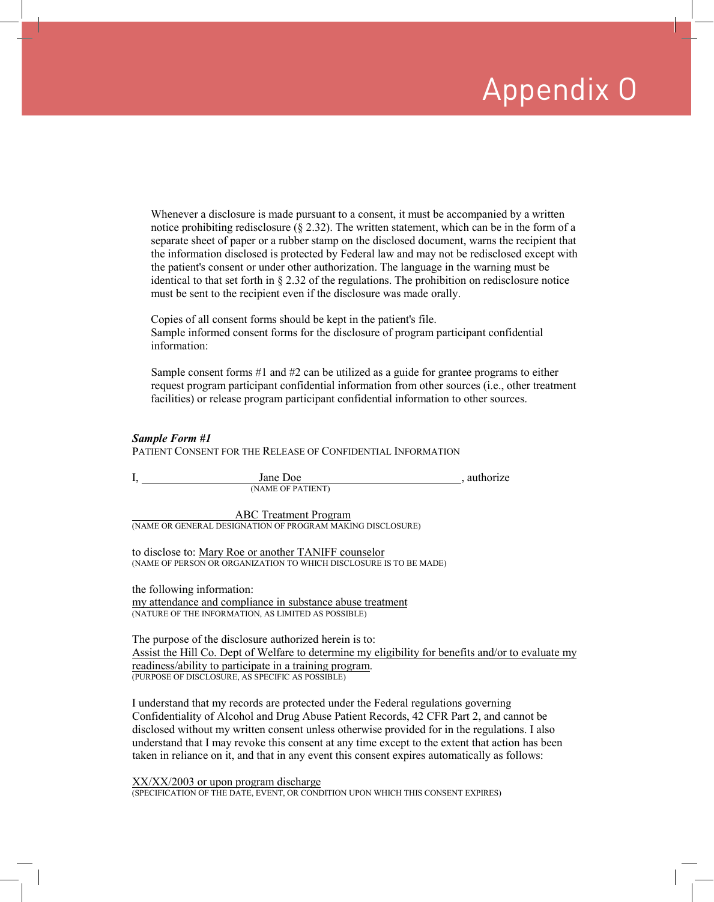# Appendix O

Whenever a disclosure is made pursuant to a consent, it must be accompanied by a written notice prohibiting redisclosure (§ 2.32). The written statement, which can be in the form of a separate sheet of paper or a rubber stamp on the disclosed document, warns the recipient that the information disclosed is protected by Federal law and may not be redisclosed except with the patient's consent or under other authorization. The language in the warning must be identical to that set forth in § 2.32 of the regulations. The prohibition on redisclosure notice must be sent to the recipient even if the disclosure was made orally.

Copies of all consent forms should be kept in the patient's file.
Sample informed consent forms for the disclosure of program participant confidential information:

Sample consent forms #1 and #2 can be utilized as a guide for grantee programs to either request program participant confidential information from other sources (i.e., other treatment facilities) or release program participant confidential information to other sources.

***Sample Form #1***

PATIENT CONSENT FOR THE RELEASE OF CONFIDENTIAL INFORMATION

I, Jane Doe, authorize
(NAME OF PATIENT)

ABC Treatment Program
(NAME OR GENERAL DESIGNATION OF PROGRAM MAKING DISCLOSURE)

to disclose to: Mary Roe or another TANIFF counselor
(NAME OF PERSON OR ORGANIZATION TO WHICH DISCLOSURE IS TO BE MADE)

the following information:
my attendance and compliance in substance abuse treatment
(NATURE OF THE INFORMATION, AS LIMITED AS POSSIBLE)

The purpose of the disclosure authorized herein is to:
Assist the Hill Co. Dept of Welfare to determine my eligibility for benefits and/or to evaluate my readiness/ability to participate in a training program.
(PURPOSE OF DISCLOSURE, AS SPECIFIC AS POSSIBLE)

I understand that my records are protected under the Federal regulations governing Confidentiality of Alcohol and Drug Abuse Patient Records, 42 CFR Part 2, and cannot be disclosed without my written consent unless otherwise provided for in the regulations. I also understand that I may revoke this consent at any time except to the extent that action has been taken in reliance on it, and that in any event this consent expires automatically as follows:

XX/XX/2003 or upon program discharge
(SPECIFICATION OF THE DATE, EVENT, OR CONDITION UPON WHICH THIS CONSENT EXPIRES)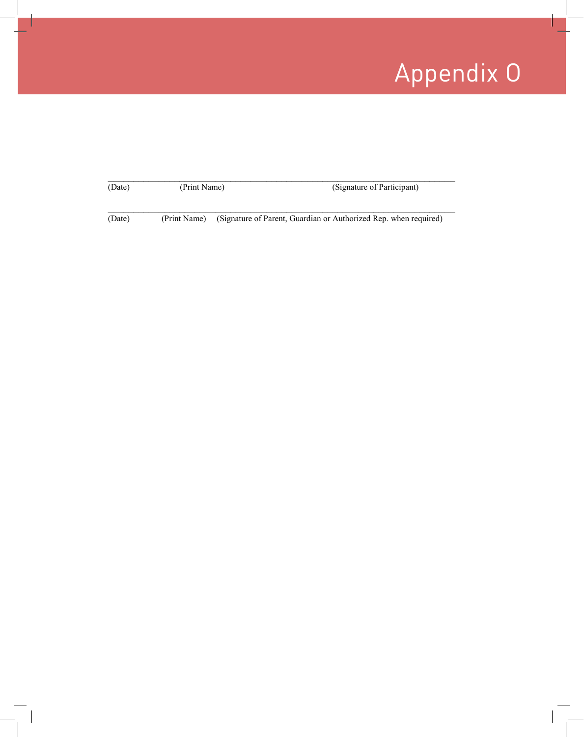# Appendix O

_______________________________________________________________________________

(Date)                    (Print Name)                                        (Signature of Participant)

_______________________________________________________________________________

(Date)              (Print Name)      (Signature of Parent, Guardian or Authorized Rep. when required)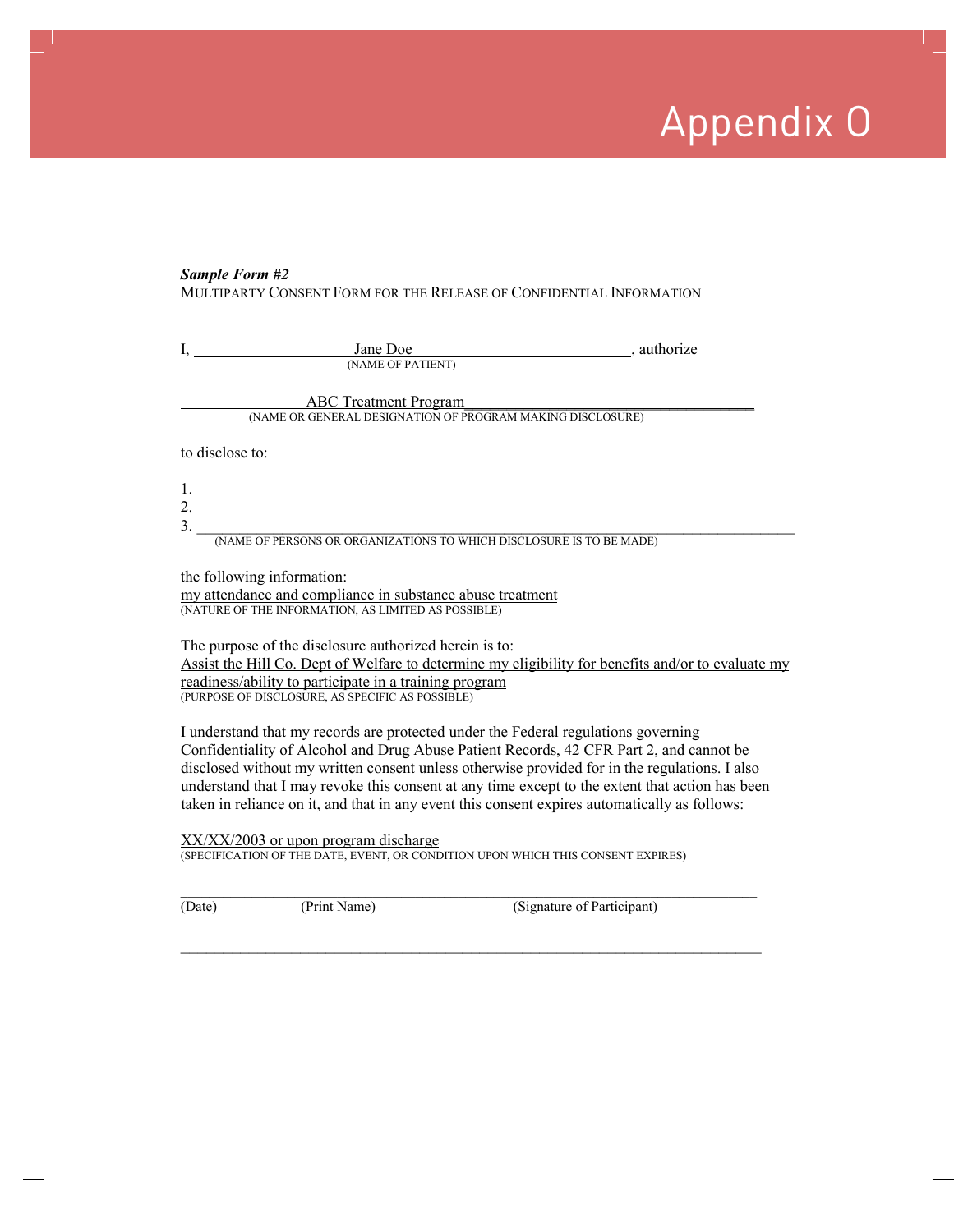# Appendix O

***Sample Form #2***

MULTIPARTY CONSENT FORM FOR THE RELEASE OF CONFIDENTIAL INFORMATION

I, \_\_\_\_\_\_\_\_\_\_Jane Doe\_\_\_\_\_\_\_\_\_\_, authorize
(NAME OF PATIENT)

\_\_\_\_\_\_\_\_\_\_ABC Treatment Program\_\_\_\_\_\_\_\_\_\_
(NAME OR GENERAL DESIGNATION OF PROGRAM MAKING DISCLOSURE)

to disclose to:

1.
2.
3. \_\_\_\_\_\_\_\_\_\_\_\_\_\_\_\_\_\_\_\_\_\_\_\_\_\_\_\_\_\_\_\_\_\_\_\_\_\_\_\_
(NAME OF PERSONS OR ORGANIZATIONS TO WHICH DISCLOSURE IS TO BE MADE)

the following information:
my attendance and compliance in substance abuse treatment
(NATURE OF THE INFORMATION, AS LIMITED AS POSSIBLE)

The purpose of the disclosure authorized herein is to:
Assist the Hill Co. Dept of Welfare to determine my eligibility for benefits and/or to evaluate my readiness/ability to participate in a training program
(PURPOSE OF DISCLOSURE, AS SPECIFIC AS POSSIBLE)

I understand that my records are protected under the Federal regulations governing Confidentiality of Alcohol and Drug Abuse Patient Records, 42 CFR Part 2, and cannot be disclosed without my written consent unless otherwise provided for in the regulations. I also understand that I may revoke this consent at any time except to the extent that action has been taken in reliance on it, and that in any event this consent expires automatically as follows:

XX/XX/2003 or upon program discharge
(SPECIFICATION OF THE DATE, EVENT, OR CONDITION UPON WHICH THIS CONSENT EXPIRES)

\_\_\_\_\_\_\_\_\_\_\_\_\_\_\_\_\_\_\_\_\_\_\_\_\_\_\_\_\_\_\_\_\_\_\_\_\_\_\_\_
(Date) (Print Name) (Signature of Participant)

\_\_\_\_\_\_\_\_\_\_\_\_\_\_\_\_\_\_\_\_\_\_\_\_\_\_\_\_\_\_\_\_\_\_\_\_\_\_\_\_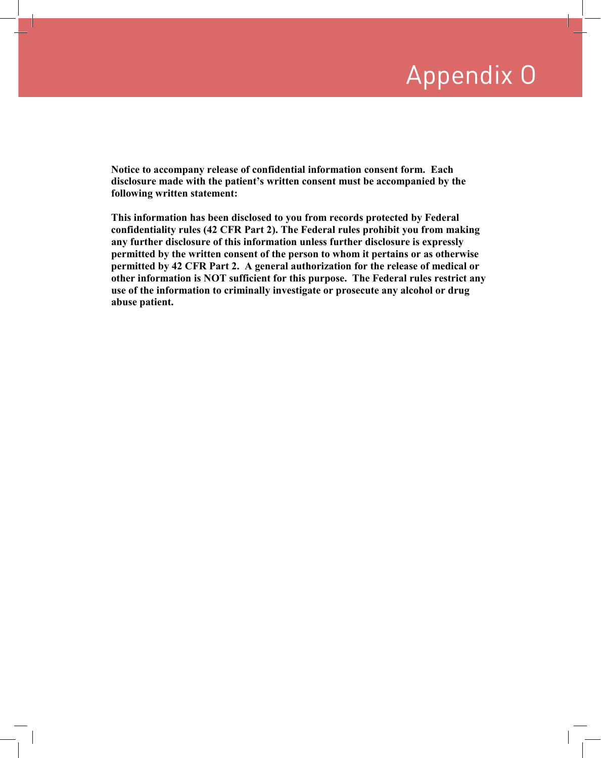# Appendix O

**Notice to accompany release of confidential information consent form. Each disclosure made with the patient's written consent must be accompanied by the following written statement:**

**This information has been disclosed to you from records protected by Federal confidentiality rules (42 CFR Part 2). The Federal rules prohibit you from making any further disclosure of this information unless further disclosure is expressly permitted by the written consent of the person to whom it pertains or as otherwise permitted by 42 CFR Part 2. A general authorization for the release of medical or other information is NOT sufficient for this purpose. The Federal rules restrict any use of the information to criminally investigate or prosecute any alcohol or drug abuse patient.**